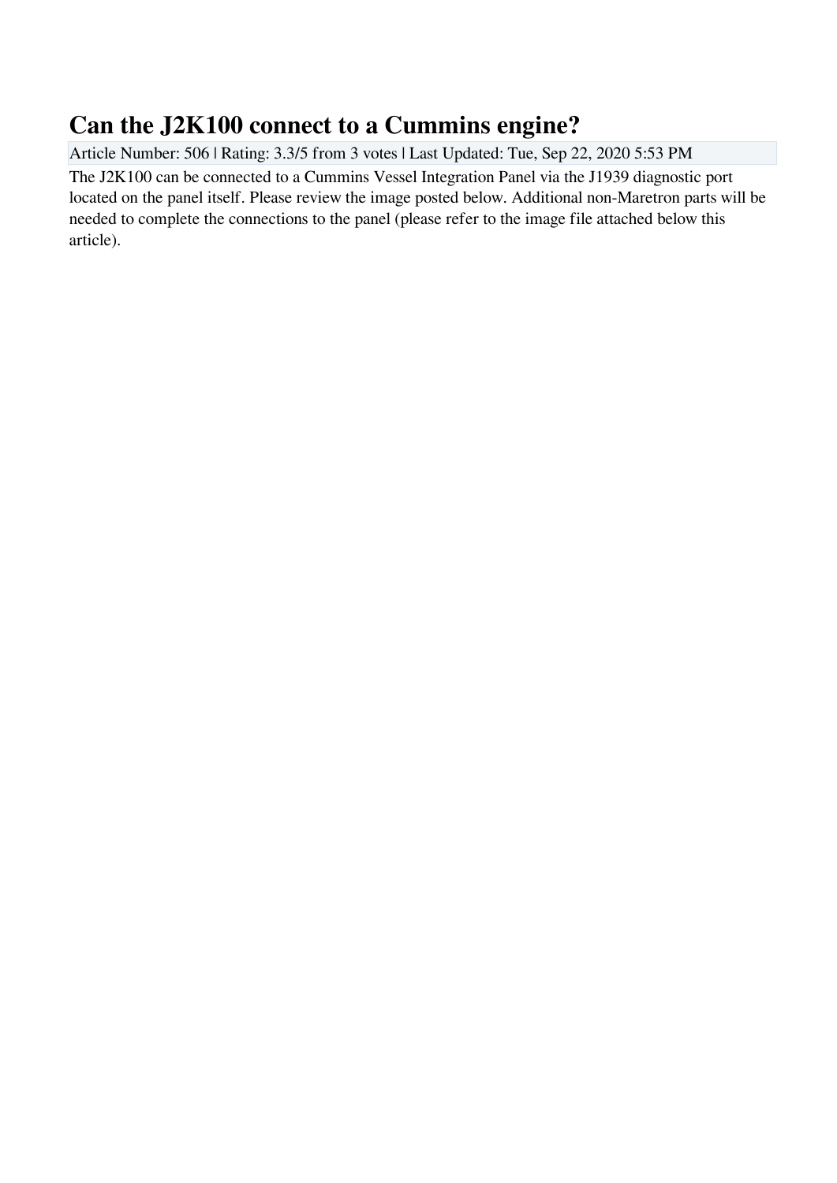# Can the J2K100 connect to a Cummins engine?

Article Number: 506 | Rating: 3.3/5 from 3 votes | Last Updated: Tue, Sep 22, 2020 5:53 PM

The J2K100 can be connected to a Cummins Vessel Integration Panel via the J1939 diagnostic port located on the panel itself. Please review the image posted below. Additional non-Maretron parts will be needed to complete the connections to the panel (please refer to the image file attached below this article).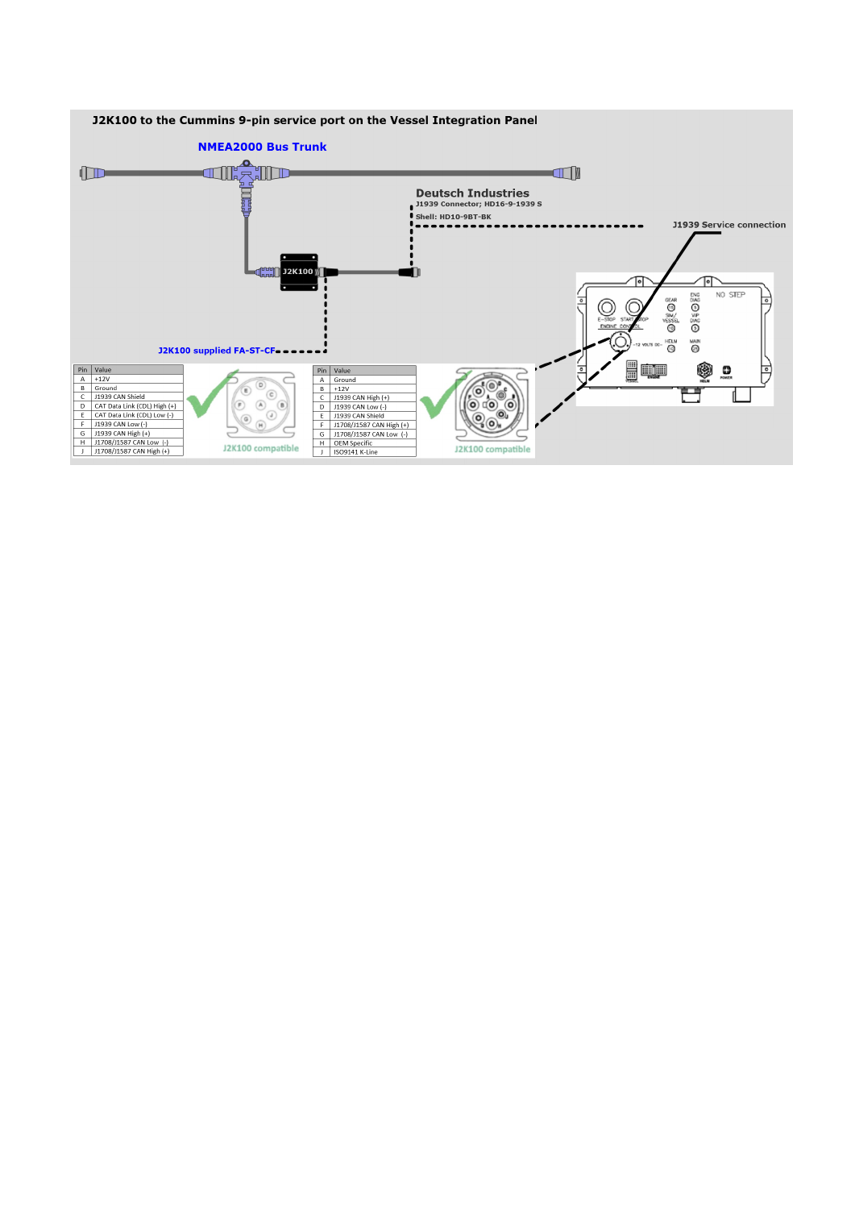**J2K100 to the Cummins 9-pin service port on the Vessel Integration Panel**

**NMEA2000 Bus Trunk**

**Deutsch Industries**
J1939 Connector; HD16-9-1939 S
Shell: HD10-9BT-BK

J1939 Service connection

J2K100 supplied FA-ST-CF

| Pin | Value |
|---|---|
| A | +12V |
| B | Ground |
| C | J1939 CAN Shield |
| D | CAT Data Link (CDL) High (+) |
| E | CAT Data Link (CDL) Low (-) |
| F | J1939 CAN Low (-) |
| G | J1939 CAN High (+) |
| H | J1708/J1587 CAN Low (-) |
| J | J1708/J1587 CAN High (+) |

J2K100 compatible

| Pin | Value |
|---|---|
| A | Ground |
| B | +12V |
| C | J1939 CAN High (+) |
| D | J1939 CAN Low (-) |
| E | J1939 CAN Shield |
| F | J1708/J1587 CAN High (+) |
| G | J1708/J1587 CAN Low (-) |
| H | OEM Specific |
| J | ISO9141 K-Line |

J2K100 compatible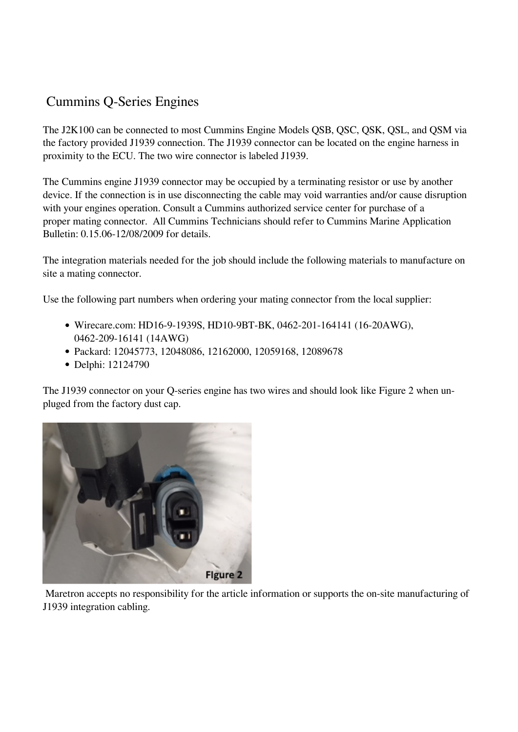# Cummins Q-Series Engines

The J2K100 can be connected to most Cummins Engine Models QSB, QSC, QSK, QSL, and QSM via the factory provided J1939 connection. The J1939 connector can be located on the engine harness in proximity to the ECU. The two wire connector is labeled J1939.

The Cummins engine J1939 connector may be occupied by a terminating resistor or use by another device. If the connection is in use disconnecting the cable may void warranties and/or cause disruption with your engines operation. Consult a Cummins authorized service center for purchase of a proper mating connector.  All Cummins Technicians should refer to Cummins Marine Application Bulletin: 0.15.06-12/08/2009 for details.

The integration materials needed for the job should include the following materials to manufacture on site a mating connector.

Use the following part numbers when ordering your mating connector from the local supplier:

- Wirecare.com: HD16-9-1939S, HD10-9BT-BK, 0462-201-164141 (16-20AWG), 0462-209-16141 (14AWG)
- Packard: 12045773, 12048086, 12162000, 12059168, 12089678
- Delphi: 12124790

The J1939 connector on your Q-series engine has two wires and should look like Figure 2 when un-pluged from the factory dust cap.

Figure 2

Maretron accepts no responsibility for the article information or supports the on-site manufacturing of J1939 integration cabling.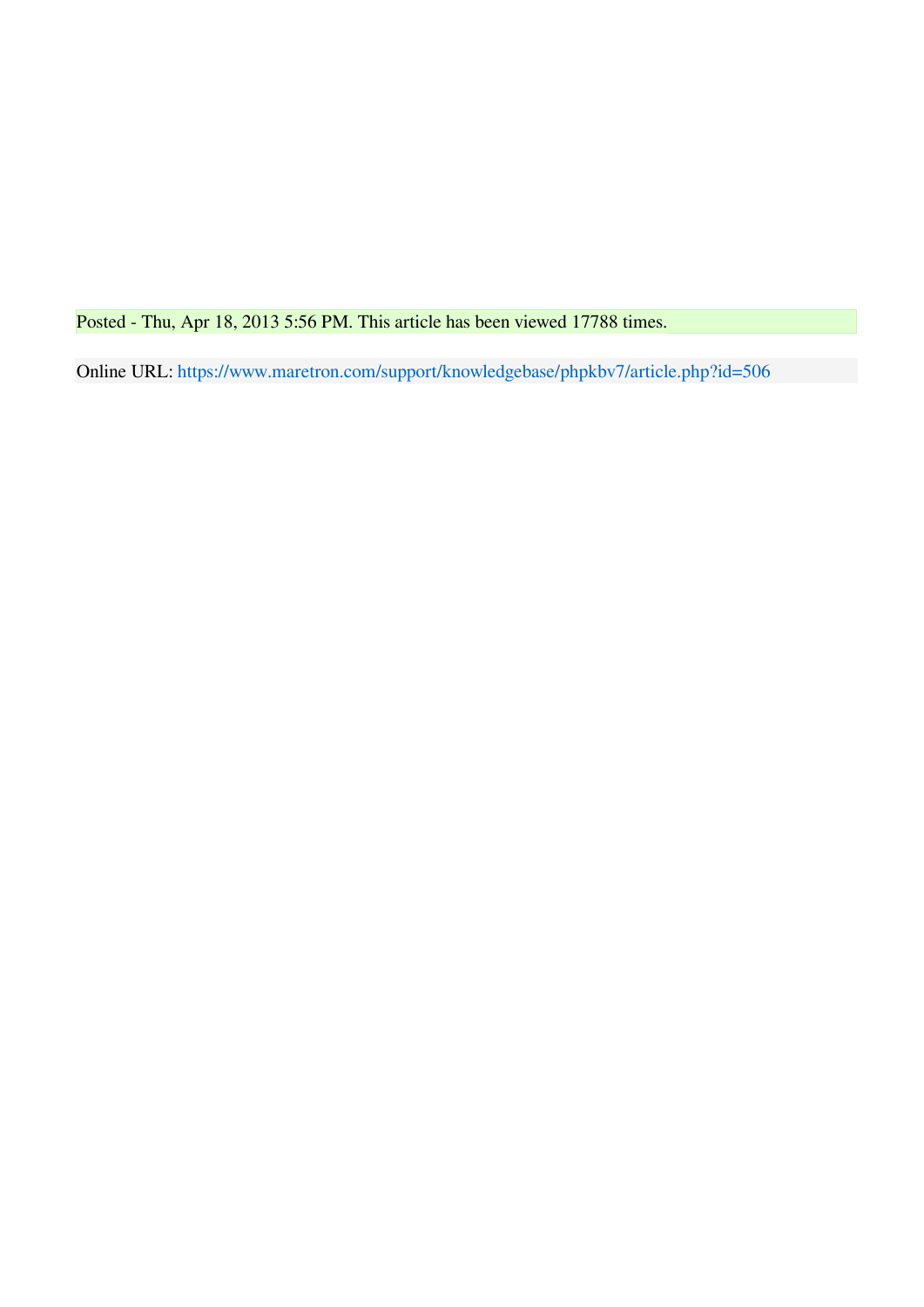Posted - Thu, Apr 18, 2013 5:56 PM. This article has been viewed 17788 times.

Online URL: https://www.maretron.com/support/knowledgebase/phpkbv7/article.php?id=506